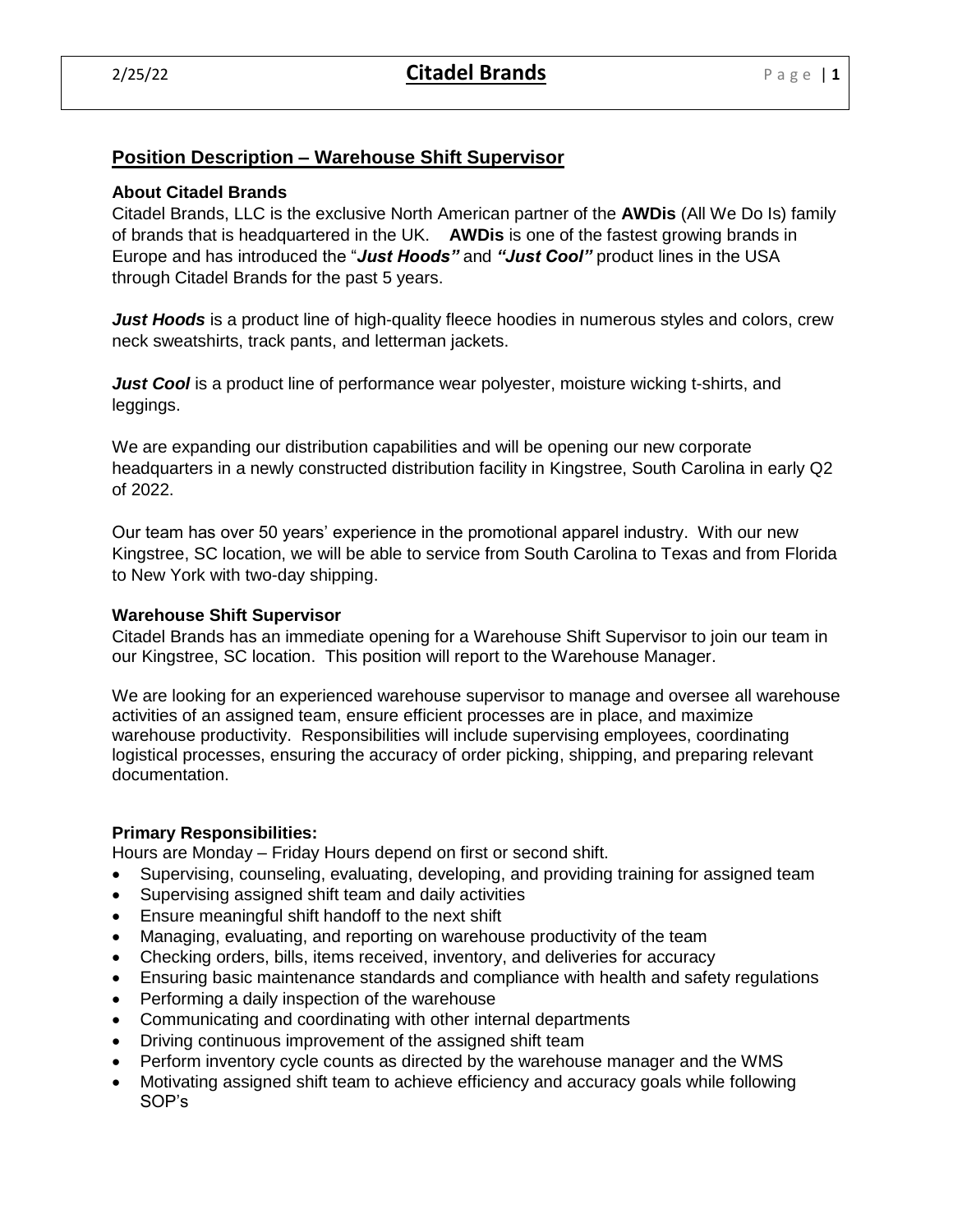## Position Description – Warehouse Shift Supervisor

### About Citadel Brands

Citadel Brands, LLC is the exclusive North American partner of the **AWDis** (All We Do Is) family of brands that is headquartered in the UK. **AWDis** is one of the fastest growing brands in Europe and has introduced the "***Just Hoods"*** and ***"Just Cool"*** product lines in the USA through Citadel Brands for the past 5 years.

***Just Hoods*** is a product line of high-quality fleece hoodies in numerous styles and colors, crew neck sweatshirts, track pants, and letterman jackets.

***Just Cool*** is a product line of performance wear polyester, moisture wicking t-shirts, and leggings.

We are expanding our distribution capabilities and will be opening our new corporate headquarters in a newly constructed distribution facility in Kingstree, South Carolina in early Q2 of 2022.

Our team has over 50 years' experience in the promotional apparel industry. With our new Kingstree, SC location, we will be able to service from South Carolina to Texas and from Florida to New York with two-day shipping.

### Warehouse Shift Supervisor

Citadel Brands has an immediate opening for a Warehouse Shift Supervisor to join our team in our Kingstree, SC location. This position will report to the Warehouse Manager.

We are looking for an experienced warehouse supervisor to manage and oversee all warehouse activities of an assigned team, ensure efficient processes are in place, and maximize warehouse productivity. Responsibilities will include supervising employees, coordinating logistical processes, ensuring the accuracy of order picking, shipping, and preparing relevant documentation.

### Primary Responsibilities:

Hours are Monday – Friday Hours depend on first or second shift.

- Supervising, counseling, evaluating, developing, and providing training for assigned team
- Supervising assigned shift team and daily activities
- Ensure meaningful shift handoff to the next shift
- Managing, evaluating, and reporting on warehouse productivity of the team
- Checking orders, bills, items received, inventory, and deliveries for accuracy
- Ensuring basic maintenance standards and compliance with health and safety regulations
- Performing a daily inspection of the warehouse
- Communicating and coordinating with other internal departments
- Driving continuous improvement of the assigned shift team
- Perform inventory cycle counts as directed by the warehouse manager and the WMS
- Motivating assigned shift team to achieve efficiency and accuracy goals while following SOP's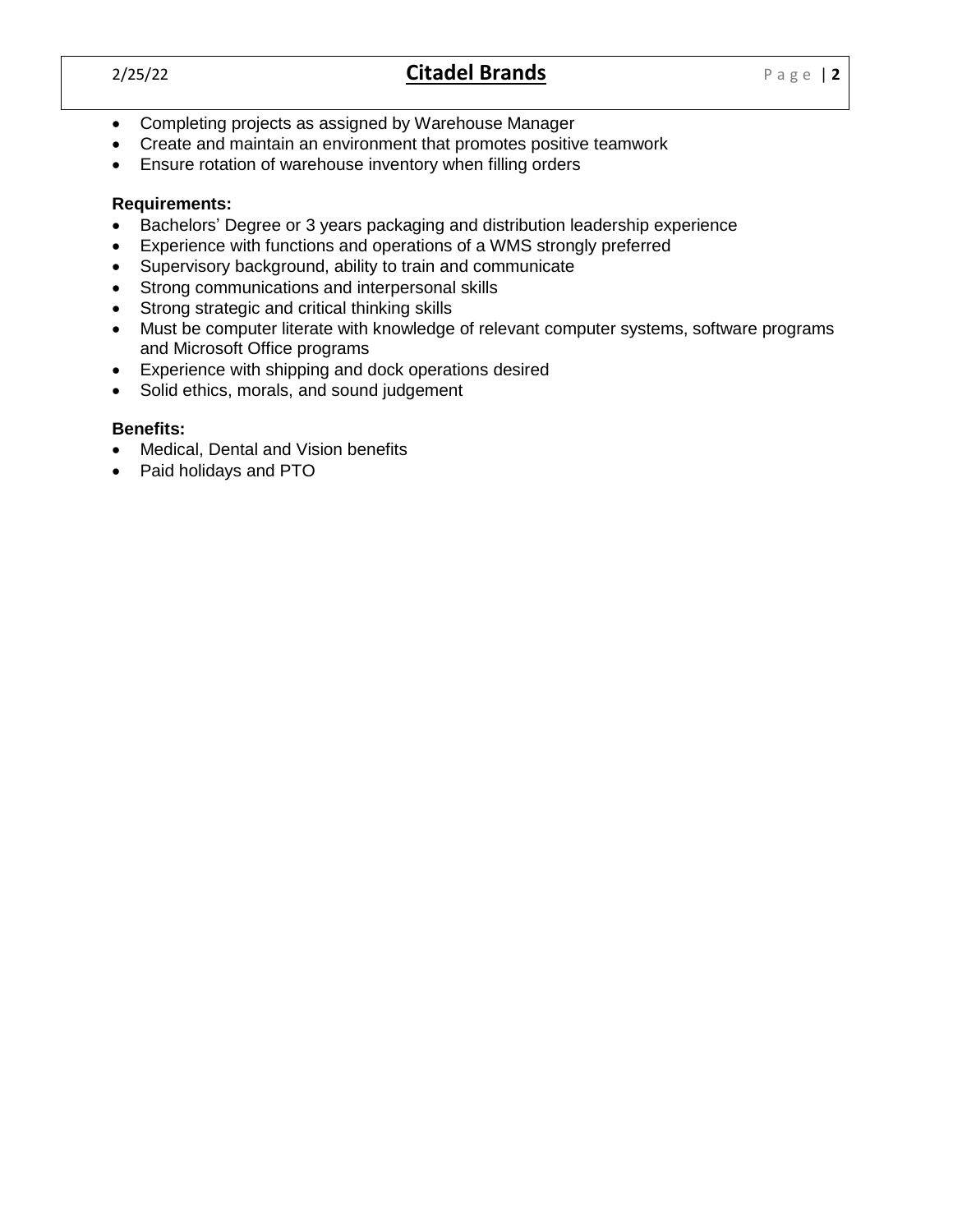- Completing projects as assigned by Warehouse Manager
- Create and maintain an environment that promotes positive teamwork
- Ensure rotation of warehouse inventory when filling orders

**Requirements:**

- Bachelors' Degree or 3 years packaging and distribution leadership experience
- Experience with functions and operations of a WMS strongly preferred
- Supervisory background, ability to train and communicate
- Strong communications and interpersonal skills
- Strong strategic and critical thinking skills
- Must be computer literate with knowledge of relevant computer systems, software programs and Microsoft Office programs
- Experience with shipping and dock operations desired
- Solid ethics, morals, and sound judgement

**Benefits:**

- Medical, Dental and Vision benefits
- Paid holidays and PTO